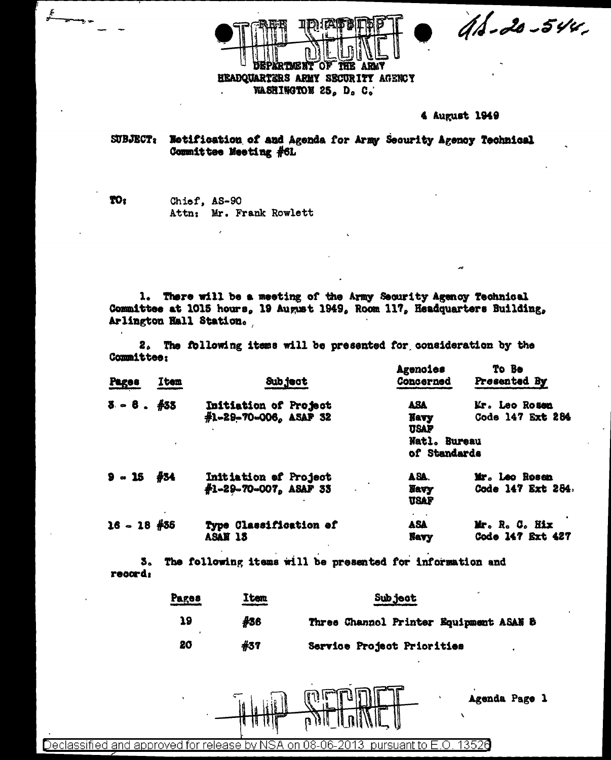REF ID:A58159

TOP SECRET

AS-20-544.

DEPARTMENT OF THE ARMY
HEADQUARTERS ARMY SECURITY AGENCY
WASHINGTON 25, D. C.

4 August 1949

SUBJECT: Notification of and Agenda for Army Security Agency Technical Committee Meeting #6L

TO: Chief, AS-90
Attn: Mr. Frank Rowlett

1. There will be a meeting of the Army Security Agency Technical Committee at 1015 hours, 19 August 1949, Room 117, Headquarters Building, Arlington Hall Station.

2. The following items will be presented for consideration by the Committee:

| Pages | Item | Subject | Agencies Concerned | To Be Presented By |
|---|---|---|---|---|
| 3 - 8 | #33 | Initiation of Project #1-29-70-006, ASAF 32 | ASA<br>Navy<br>USAF<br>Natl. Bureau of Standards | Mr. Leo Rosen<br>Code 147 Ext 284 |
| 9 - 15 | #34 | Initiation of Project #1-29-70-007, ASAF 33 | ASA<br>Navy<br>USAF | Mr. Leo Rosen<br>Code 147 Ext 284 |
| 16 - 18 | #35 | Type Classification of ASAN 13 | ASA<br>Navy | Mr. R. C. Hix<br>Code 147 Ext 427 |

3. The following items will be presented for information and record:

| Pages | Item | Subject |
|---|---|---|
| 19 | #36 | Three Channel Printer Equipment ASAN 8 |
| 20 | #37 | Service Project Priorities |

TOP SECRET

Agenda Page 1

Declassified and approved for release by NSA on 08-06-2013 pursuant to E.O. 13526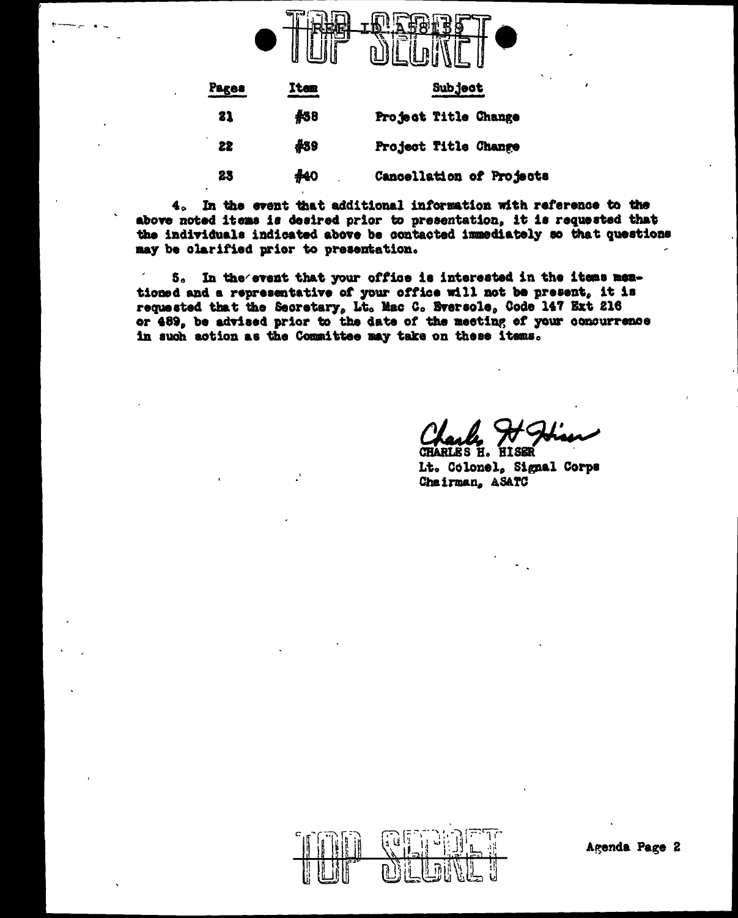| Pages | Item | Subject |
|---|---|---|
| 21 | #38 | Project Title Change |
| 22 | #39 | Project Title Change |
| 23 | #40 | Cancellation of Projects |

4. In the event that additional information with reference to the above noted items is desired prior to presentation, it is requested that the individuals indicated above be contacted immediately so that questions may be clarified prior to presentation.

5. In the event that your office is interested in the items mentioned and a representative of your office will not be present, it is requested that the Secretary, Lt. Mac C. Eversole, Code 147 Ext 216 or 489, be advised prior to the date of the meeting of your concurrence in such action as the Committee may take on these items.

Charles H. Hiser
CHARLES H. HISER
Lt. Colonel, Signal Corps
Chairman, ASATC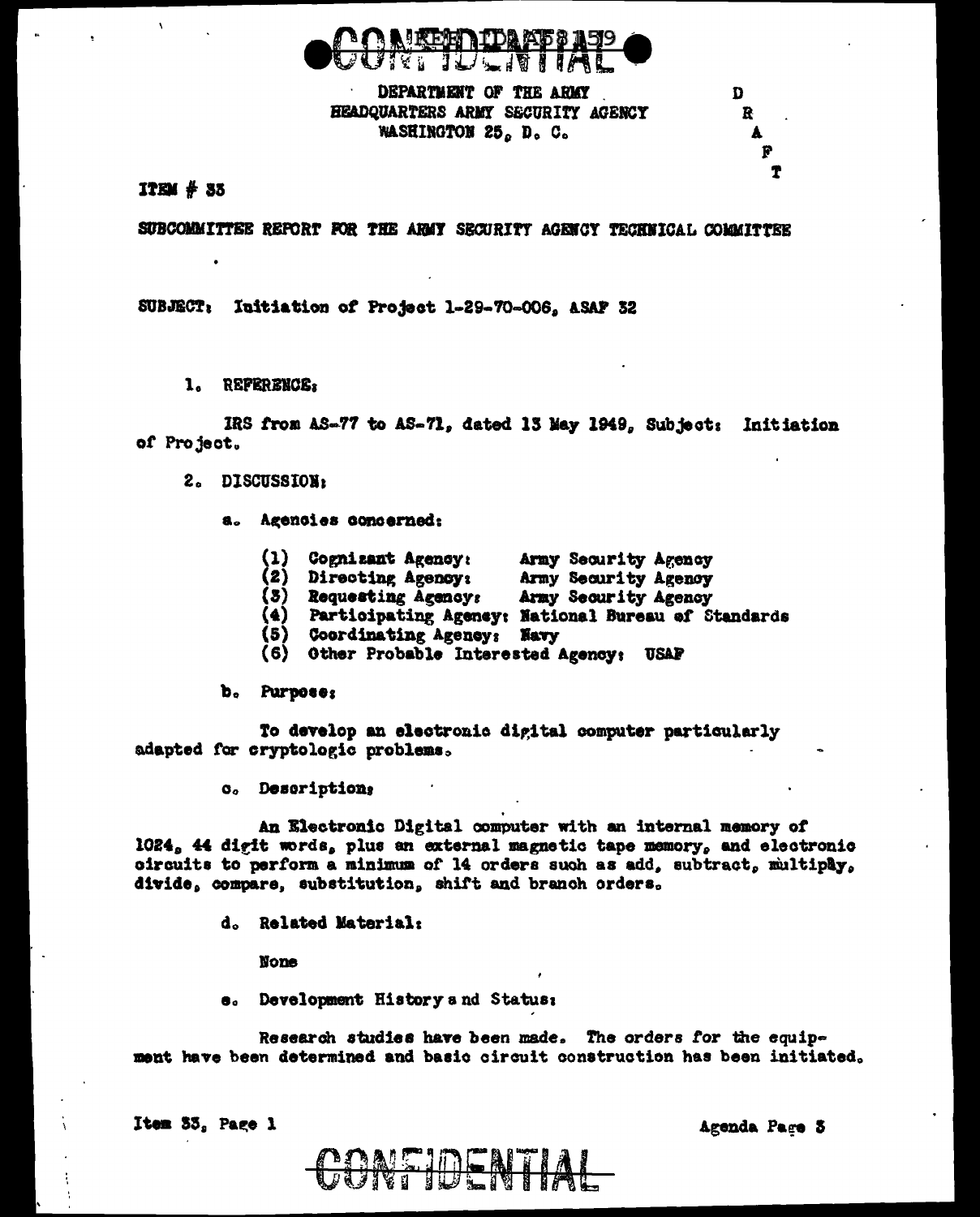CONFIDENTIAL

DEPARTMENT OF THE ARMY
HEADQUARTERS ARMY SECURITY AGENCY
WASHINGTON 25, D. C.

DRAFT

ITEM # 33

SUBCOMMITTEE REPORT FOR THE ARMY SECURITY AGENCY TECHNICAL COMMITTEE

SUBJECT: Initiation of Project 1-29-70-006, ASAF 32

1. REFERENCE:

IRS from AS-77 to AS-71, dated 13 May 1949, Subject: Initiation of Project.

2. DISCUSSION:

a. Agencies concerned:

(1) Cognizant Agency: Army Security Agency
(2) Directing Agency: Army Security Agency
(3) Requesting Agency: Army Security Agency
(4) Participating Agency: National Bureau of Standards
(5) Coordinating Agency: Navy
(6) Other Probable Interested Agency: USAF

b. Purpose:

To develop an electronic digital computer particularly adapted for cryptologic problems.

c. Description:

An Electronic Digital computer with an internal memory of 1024, 44 digit words, plus an external magnetic tape memory, and electronic circuits to perform a minimum of 14 orders such as add, subtract, multiply, divide, compare, substitution, shift and branch orders.

d. Related Material:

None

e. Development History and Status:

Research studies have been made. The orders for the equipment have been determined and basic circuit construction has been initiated.

Item 33, Page 1

Agenda Page 3

CONFIDENTIAL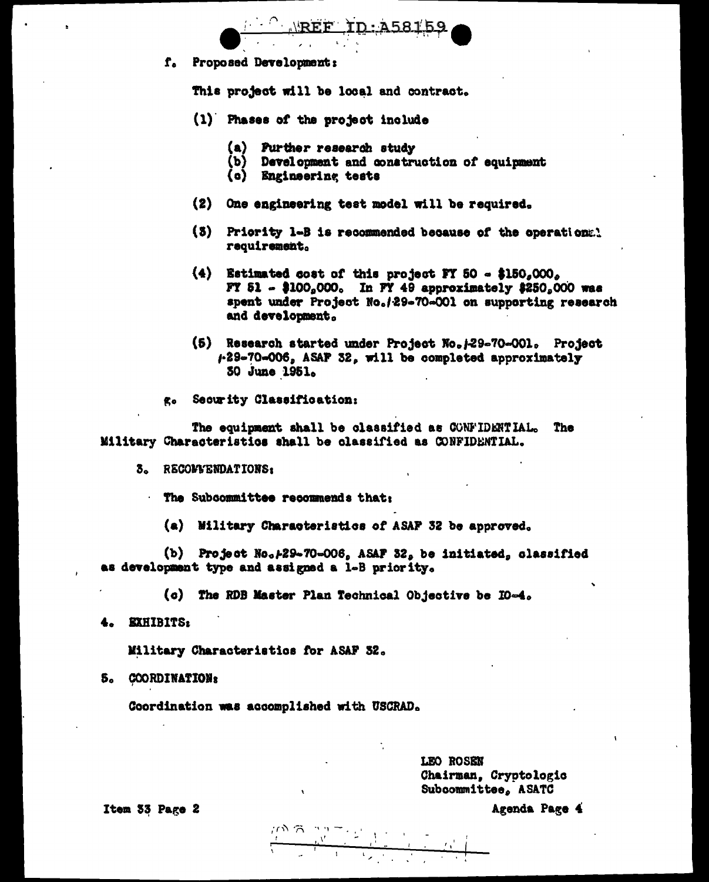f. Proposed Development:

This project will be local and contract.

(1) Phases of the project include

(a) Further research study
(b) Development and construction of equipment
(c) Engineering tests

(2) One engineering test model will be required.

(3) Priority 1-B is recommended because of the operational requirement.

(4) Estimated cost of this project FY 50 - $150,000, FY 51 - $100,000. In FY 49 approximately $250,000 was spent under Project No. /29-70-001 on supporting research and development.

(5) Research started under Project No. /29-70-001. Project /29-70-006, ASAF 32, will be completed approximately 30 June 1951.

g. Security Classification:

The equipment shall be classified as CONFIDENTIAL. The Military Characteristics shall be classified as CONFIDENTIAL.

3. RECOMMENDATIONS:

The Subcommittee recommends that:

(a) Military Characteristics of ASAF 32 be approved.

(b) Project No. /29-70-006, ASAF 32, be initiated, classified as development type and assigned a 1-B priority.

(c) The RDB Master Plan Technical Objective be IO-4.

4. EXHIBITS:

Military Characteristics for ASAF 32.

5. COORDINATION:

Coordination was accomplished with USCRAD.

LEO ROSEN
Chairman, Cryptologic Subcommittee, ASATC

Item 33 Page 2

Agenda Page 4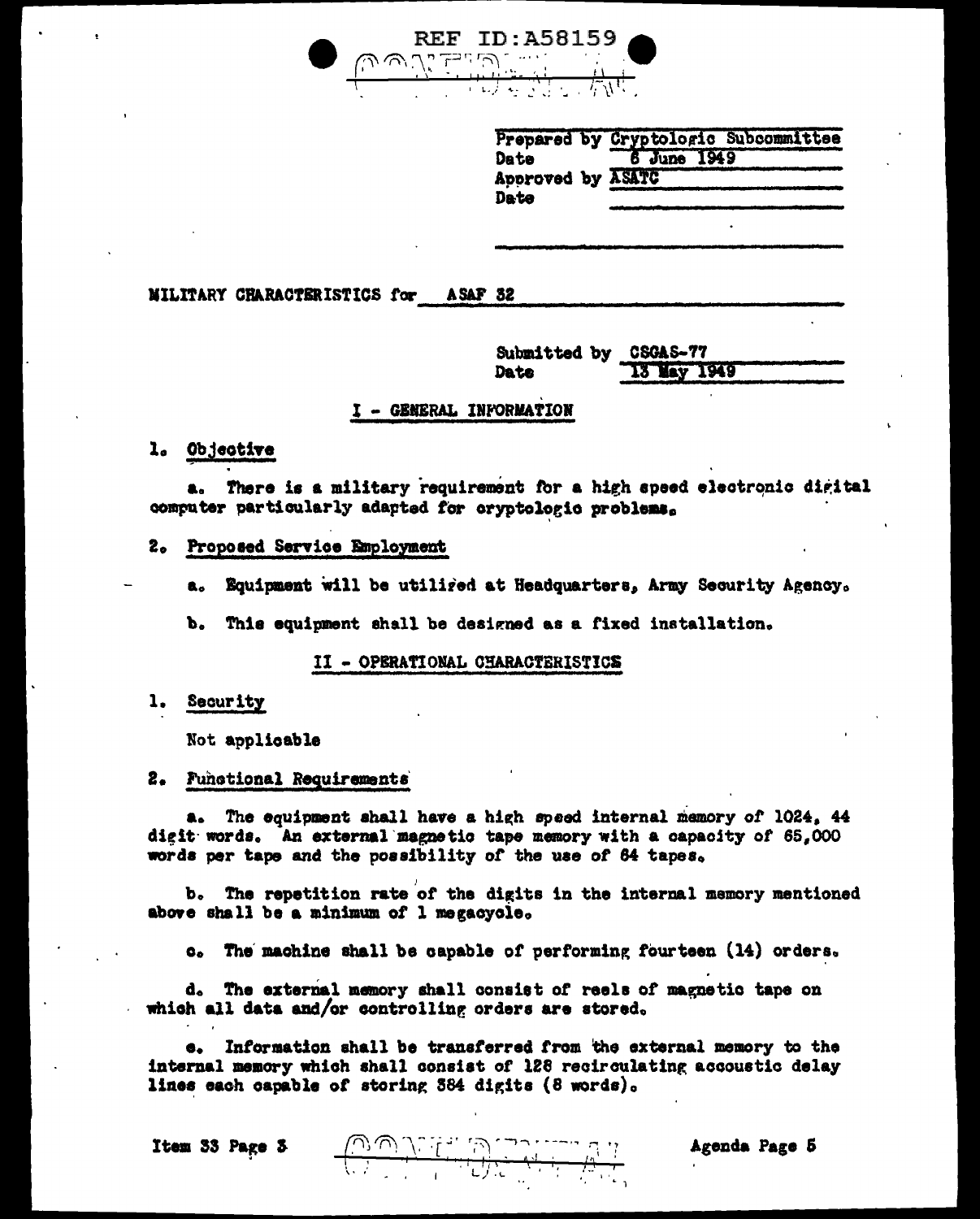Prepared by Cryptologic Subcommittee
Date 6 June 1949
Approved by ASATC
Date

MILITARY CHARACTERISTICS for ASAF 32

Submitted by CSGAS-77
Date 13 May 1949

## I - GENERAL INFORMATION

1. Objective

a. There is a military requirement for a high speed electronic digital computer particularly adapted for cryptologic problems.

2. Proposed Service Employment

a. Equipment will be utilized at Headquarters, Army Security Agency.

b. This equipment shall be designed as a fixed installation.

## II - OPERATIONAL CHARACTERISTICS

1. Security

Not applicable

2. Functional Requirements

a. The equipment shall have a high speed internal memory of 1024, 44 digit words. An external magnetic tape memory with a capacity of 65,000 words per tape and the possibility of the use of 64 tapes.

b. The repetition rate of the digits in the internal memory mentioned above shall be a minimum of 1 megacycle.

c. The machine shall be capable of performing fourteen (14) orders.

d. The external memory shall consist of reels of magnetic tape on which all data and/or controlling orders are stored.

e. Information shall be transferred from the external memory to the internal memory which shall consist of 128 recirculating accoustic delay lines each capable of storing 384 digits (8 words).

Item 33 Page 3

Agenda Page 5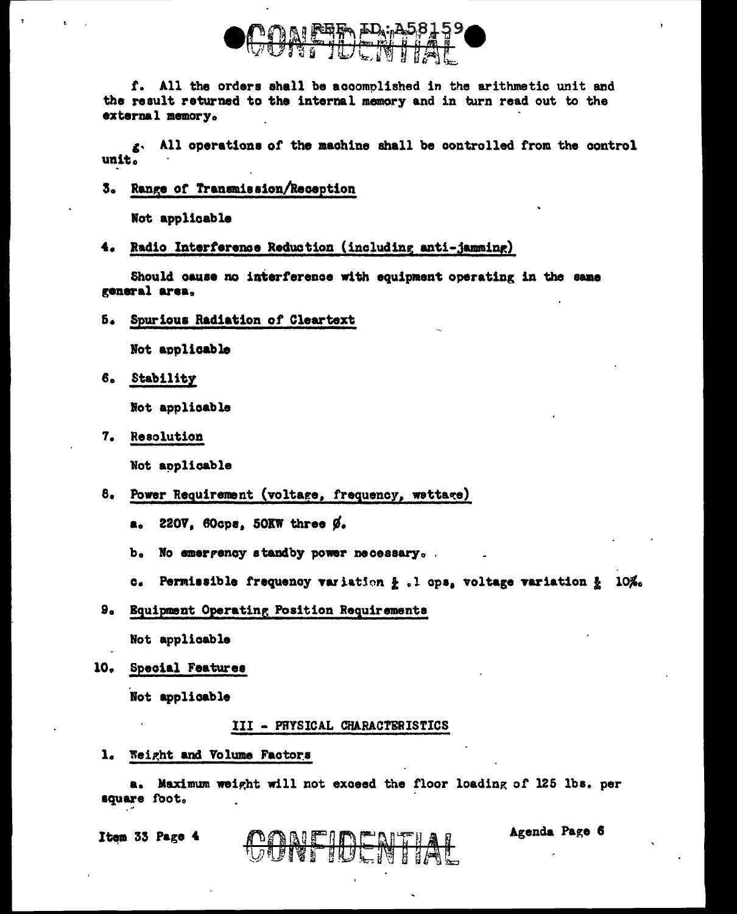f. All the orders shall be accomplished in the arithmetic unit and the result returned to the internal memory and in turn read out to the external memory.

g. All operations of the machine shall be controlled from the control unit.

3. Range of Transmission/Reception

Not applicable

4. Radio Interference Reduction (including anti-jamming)

Should cause no interference with equipment operating in the same general area.

5. Spurious Radiation of Cleartext

Not applicable

6. Stability

Not applicable

7. Resolution

Not applicable

8. Power Requirement (voltage, frequency, wattage)

a. 220V, 60cps, 50KW three Ø.

b. No emergency standby power necessary.

c. Permissible frequency variation ± .1 cps, voltage variation ± 10%.

9. Equipment Operating Position Requirements

Not applicable

10. Special Features

Not applicable

## III - PHYSICAL CHARACTERISTICS

1. Weight and Volume Factors

a. Maximum weight will not exceed the floor loading of 125 lbs. per square foot.

Item 33 Page 4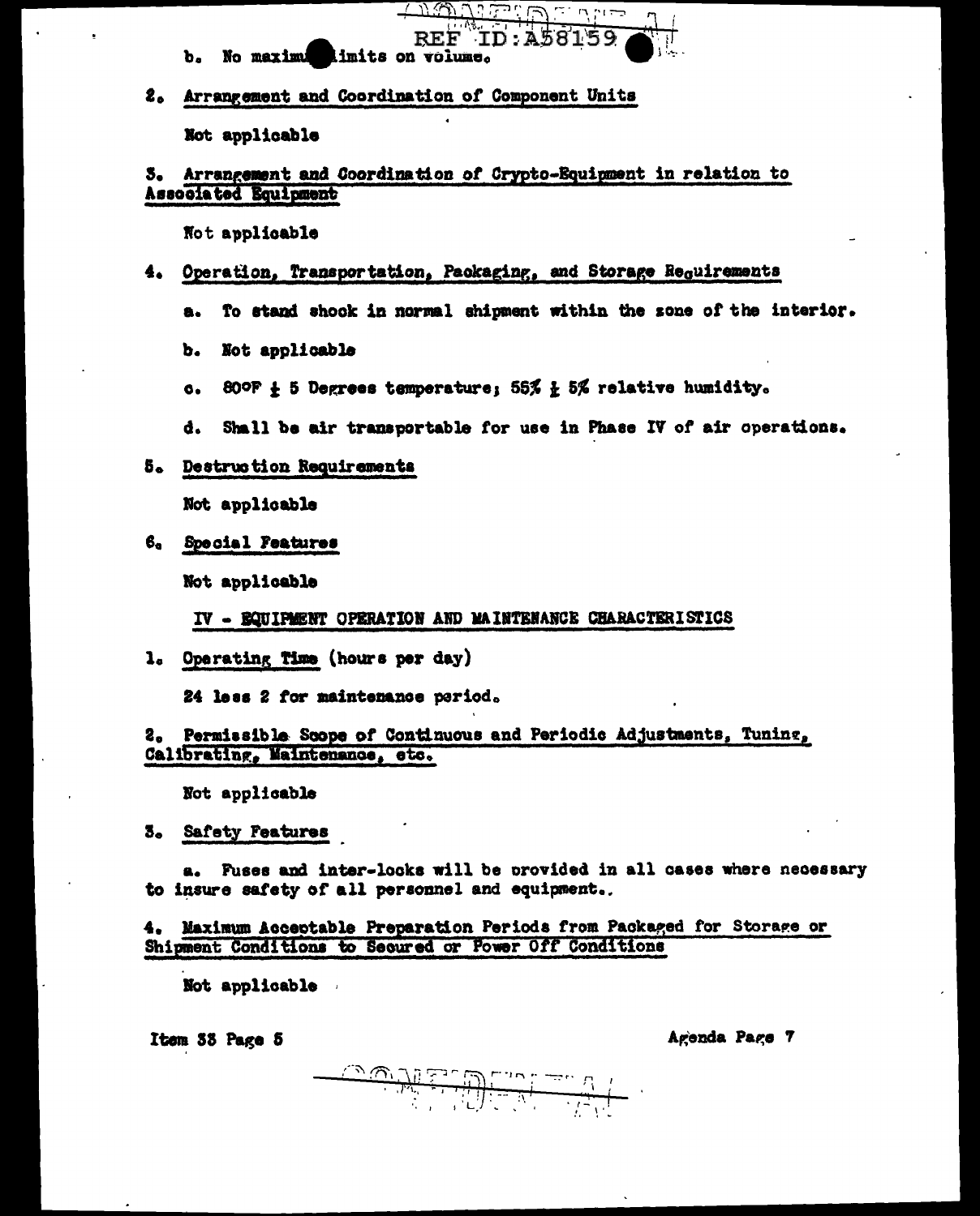b. No maximum limits on volume.

2. Arrangement and Coordination of Component Units

Not applicable

3. Arrangement and Coordination of Crypto-Equipment in relation to Associated Equipment

Not applicable

4. Operation, Transportation, Packaging, and Storage Requirements

a. To stand shock in normal shipment within the zone of the interior.

b. Not applicable

c. 80°F ± 5 Degrees temperature; 55% ± 5% relative humidity.

d. Shall be air transportable for use in Phase IV of air operations.

5. Destruction Requirements

Not applicable

6. Special Features

Not applicable

IV - EQUIPMENT OPERATION AND MAINTENANCE CHARACTERISTICS

1. Operating Time (hours per day)

24 less 2 for maintenance period.

2. Permissible Scope of Continuous and Periodic Adjustments, Tuning, Calibrating, Maintenance, etc.

Not applicable

3. Safety Features

a. Fuses and inter-locks will be provided in all cases where necessary to insure safety of all personnel and equipment.

4. Maximum Acceptable Preparation Periods from Packaged for Storage or Shipment Conditions to Secured or Power Off Conditions

Not applicable

Item 33 Page 5

Agenda Page 7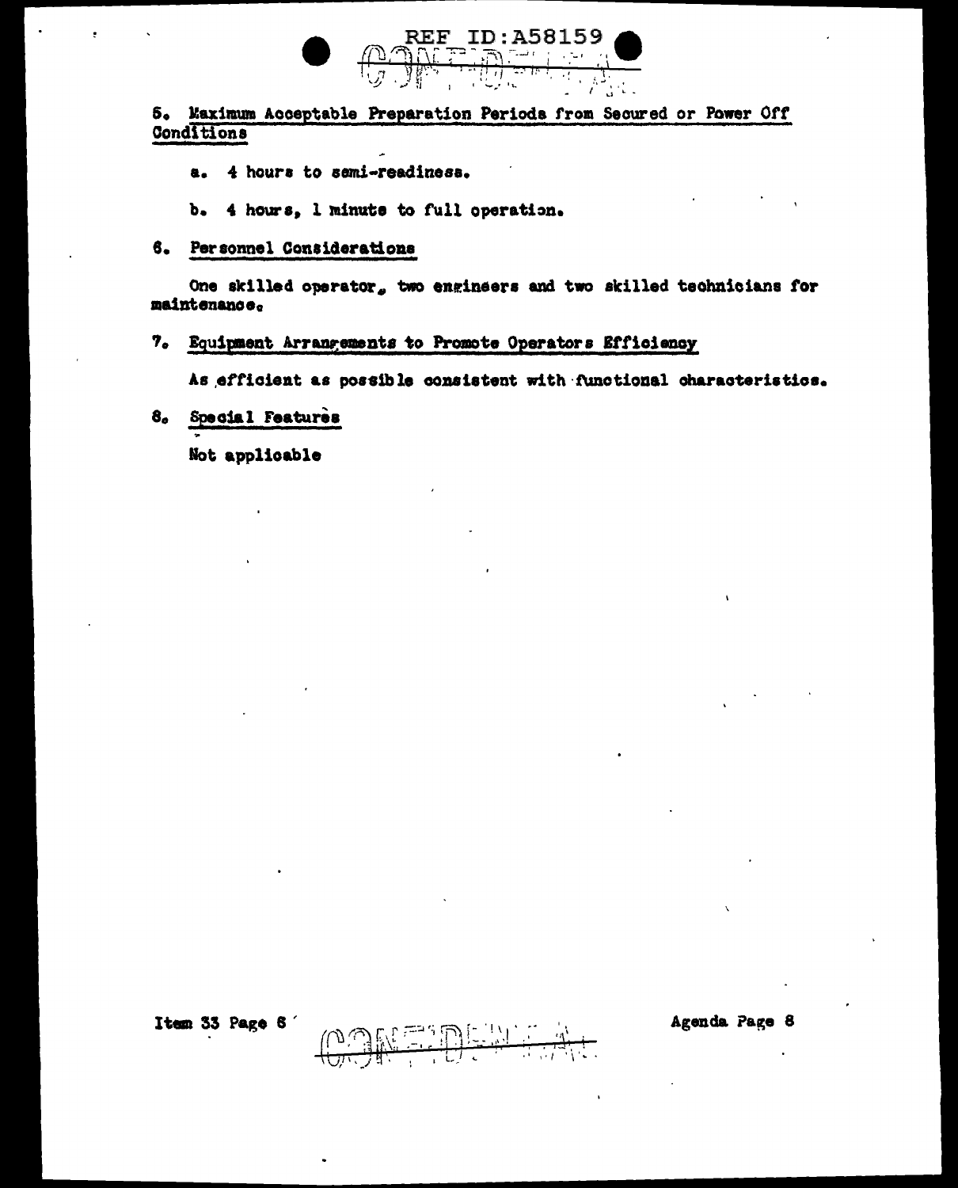5. Maximum Acceptable Preparation Periods from Secured or Power Off Conditions

a. 4 hours to semi-readiness.

b. 4 hours, 1 minute to full operation.

6. Personnel Considerations

One skilled operator, two engineers and two skilled technicians for maintenance.

7. Equipment Arrangements to Promote Operators Efficiency

As efficient as possible consistent with functional characteristics.

8. Special Features

Not applicable

Item 33 Page 6 Agenda Page 8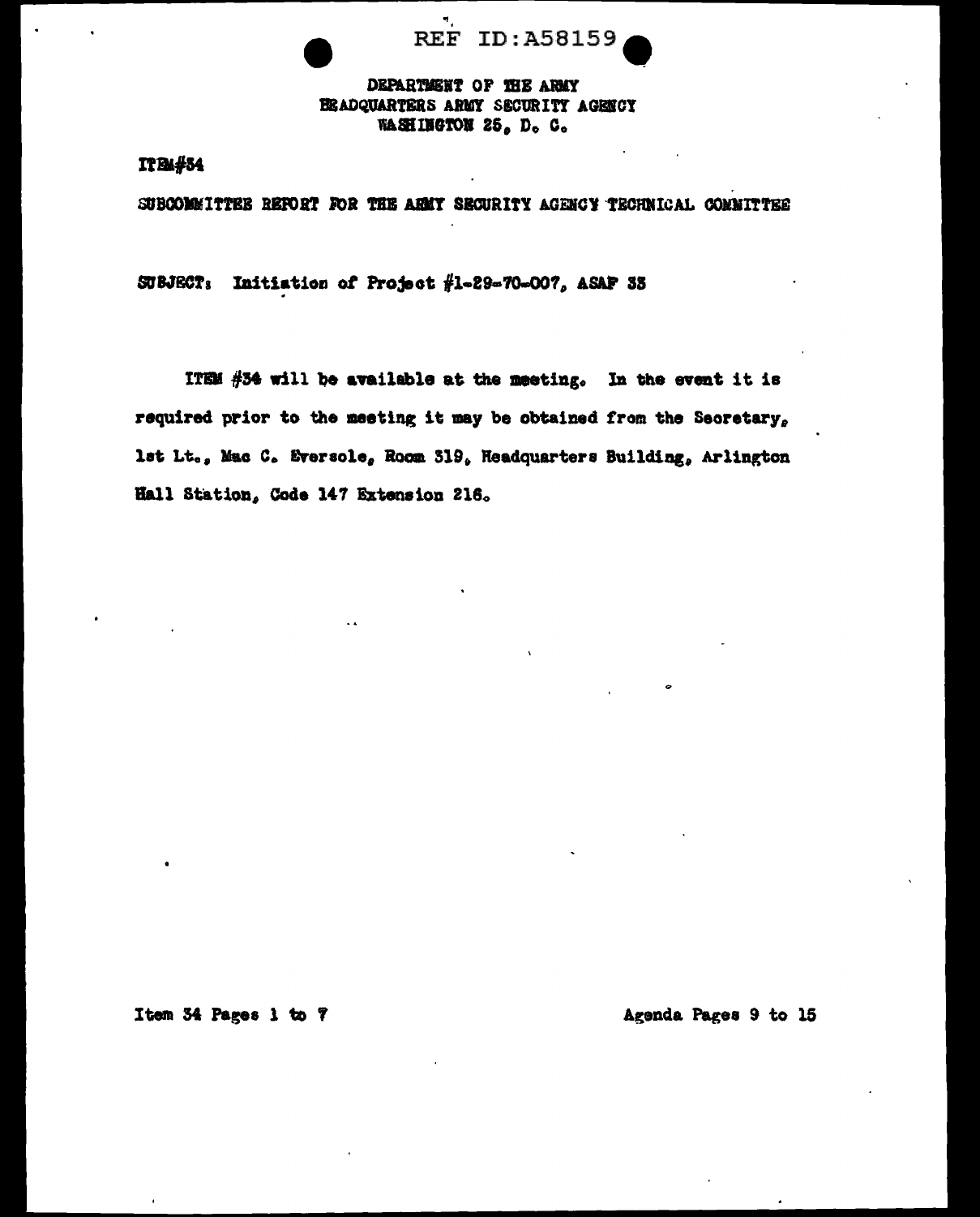DEPARTMENT OF THE ARMY
HEADQUARTERS ARMY SECURITY AGENCY
WASHINGTON 25, D. C.

ITEM#34

SUBCOMMITTEE REPORT FOR THE ARMY SECURITY AGENCY TECHNICAL COMMITTEE

SUBJECT: Initiation of Project #1-29-70-007, ASAF 33

ITEM #34 will be available at the meeting. In the event it is required prior to the meeting it may be obtained from the Secretary, 1st Lt., Mac C. Eversole, Room 319, Headquarters Building, Arlington Hall Station, Code 147 Extension 216.

Item 34 Pages 1 to 7

Agenda Pages 9 to 15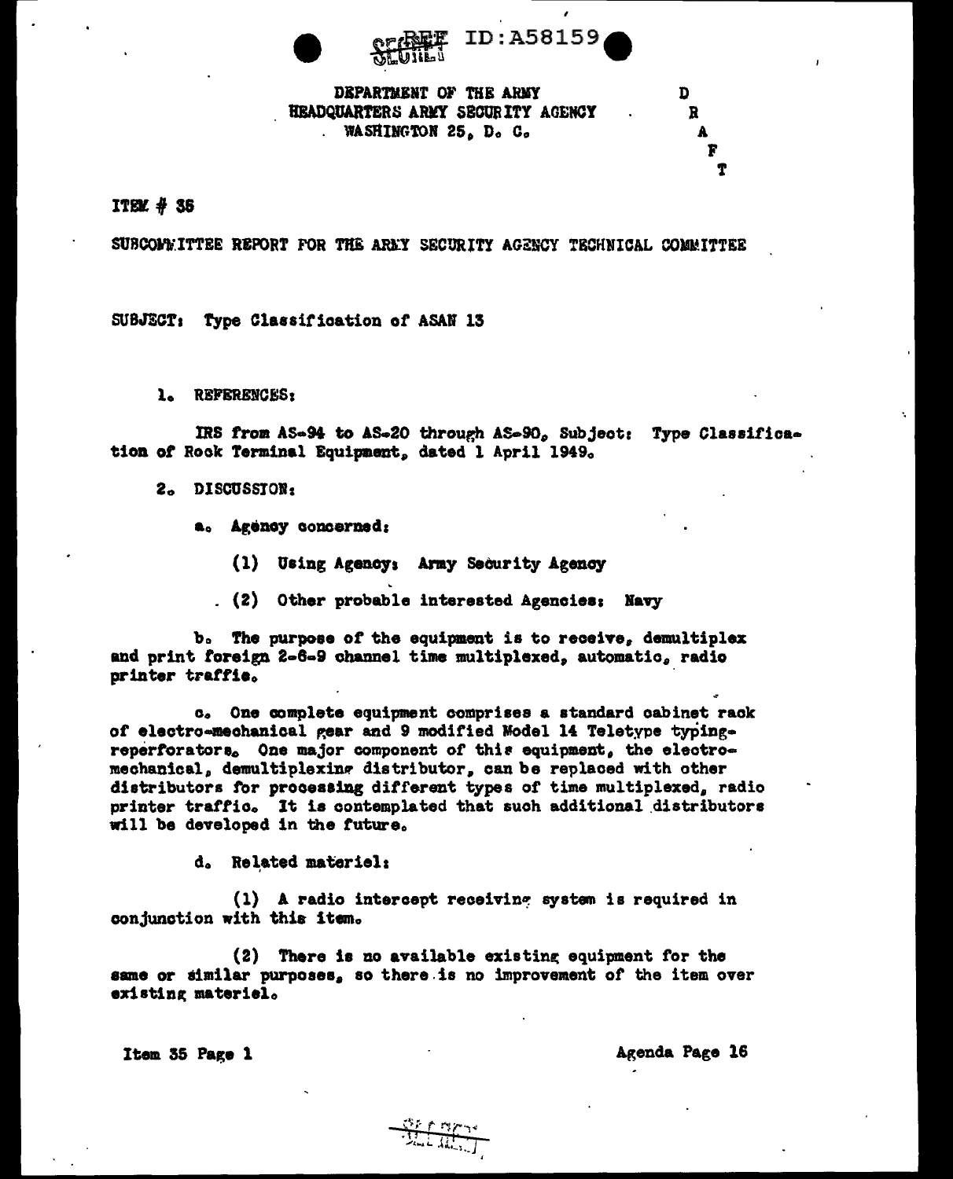SECRET ID:A58159

DEPARTMENT OF THE ARMY
HEADQUARTERS ARMY SECURITY AGENCY
WASHINGTON 25, D. C.

D
R
A
F
T

ITEM # 35

SUBCOMMITTEE REPORT FOR THE ARMY SECURITY AGENCY TECHNICAL COMMITTEE

SUBJECT: Type Classification of ASAN 13

1. REFERENCES:

IRS from AS-94 to AS-20 through AS-90, Subject: Type Classification of Rock Terminal Equipment, dated 1 April 1949.

2. DISCUSSION:

a. Agency concerned:

(1) Using Agency: Army Security Agency

(2) Other probable interested Agencies: Navy

b. The purpose of the equipment is to receive, demultiplex and print foreign 2-6-9 channel time multiplexed, automatic, radio printer traffic.

c. One complete equipment comprises a standard cabinet rack of electro-mechanical gear and 9 modified Model 14 Teletype typing-reperforators. One major component of this equipment, the electro-mechanical, demultiplexing distributor, can be replaced with other distributors for processing different types of time multiplexed, radio printer traffic. It is contemplated that such additional distributors will be developed in the future.

d. Related materiel:

(1) A radio intercept receiving system is required in conjunction with this item.

(2) There is no available existing equipment for the same or similar purposes, so there is no improvement of the item over existing materiel.

Item 35 Page 1

Agenda Page 16

SECRET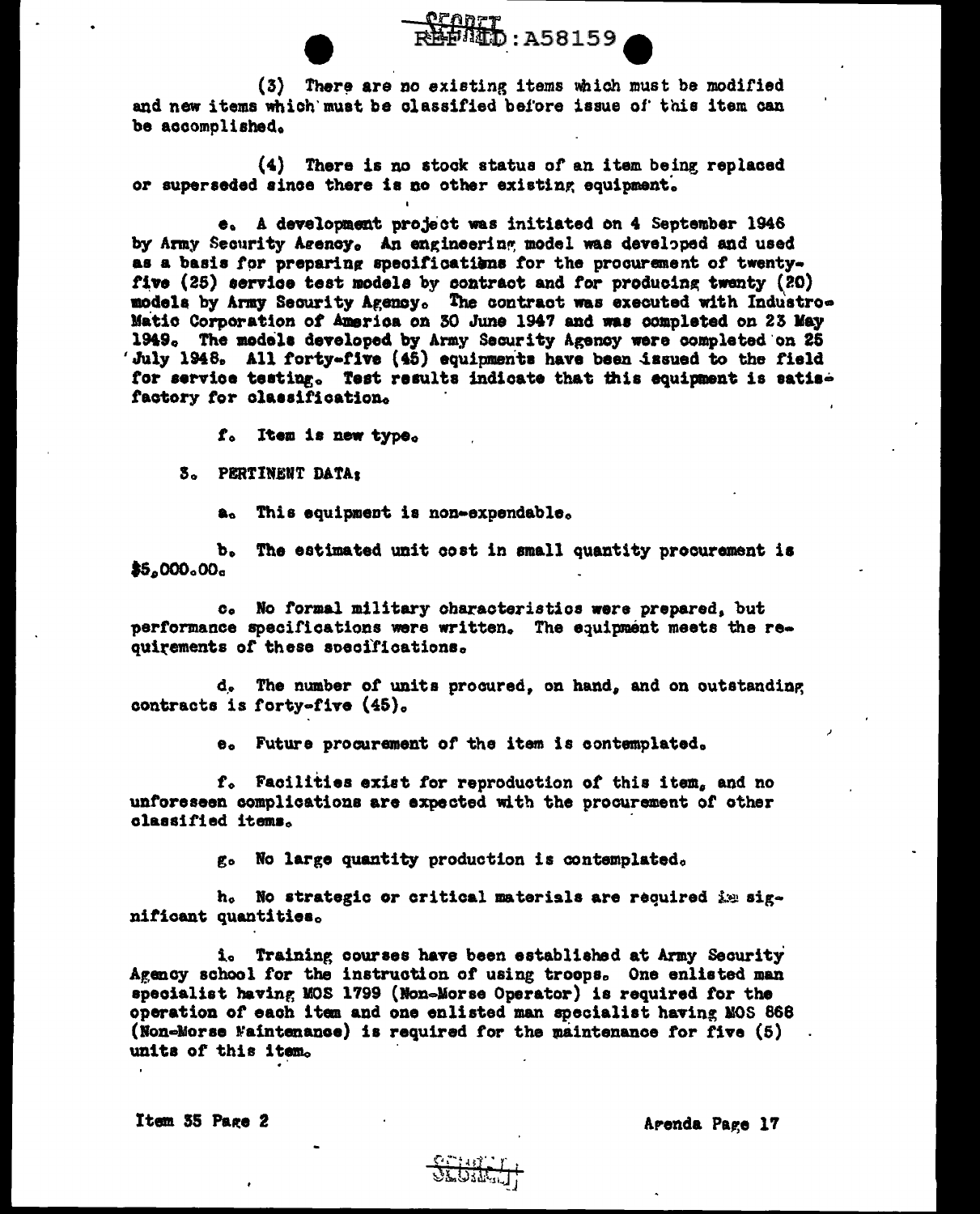(3) There are no existing items which must be modified and new items which must be classified before issue of this item can be accomplished.

(4) There is no stock status of an item being replaced or superseded since there is no other existing equipment.

e. A development project was initiated on 4 September 1946 by Army Security Agency. An engineering model was developed and used as a basis for preparing specifications for the procurement of twenty-five (25) service test models by contract and for producing twenty (20) models by Army Security Agency. The contract was executed with Industro-Matic Corporation of America on 30 June 1947 and was completed on 23 May 1949. The models developed by Army Security Agency were completed on 25 July 1948. All forty-five (45) equipments have been issued to the field for service testing. Test results indicate that this equipment is satisfactory for classification.

f. Item is new type.

3. PERTINENT DATA:

a. This equipment is non-expendable.

b. The estimated unit cost in small quantity procurement is $5,000.00.

c. No formal military characteristics were prepared, but performance specifications were written. The equipment meets the requirements of these specifications.

d. The number of units procured, on hand, and on outstanding contracts is forty-five (45).

e. Future procurement of the item is contemplated.

f. Facilities exist for reproduction of this item, and no unforeseen complications are expected with the procurement of other classified items.

g. No large quantity production is contemplated.

h. No strategic or critical materials are required in significant quantities.

i. Training courses have been established at Army Security Agency school for the instruction of using troops. One enlisted man specialist having MOS 1799 (Non-Morse Operator) is required for the operation of each item and one enlisted man specialist having MOS 868 (Non-Morse Maintenance) is required for the maintenance for five (5) units of this item.

Item 35 Page 2

Agenda Page 17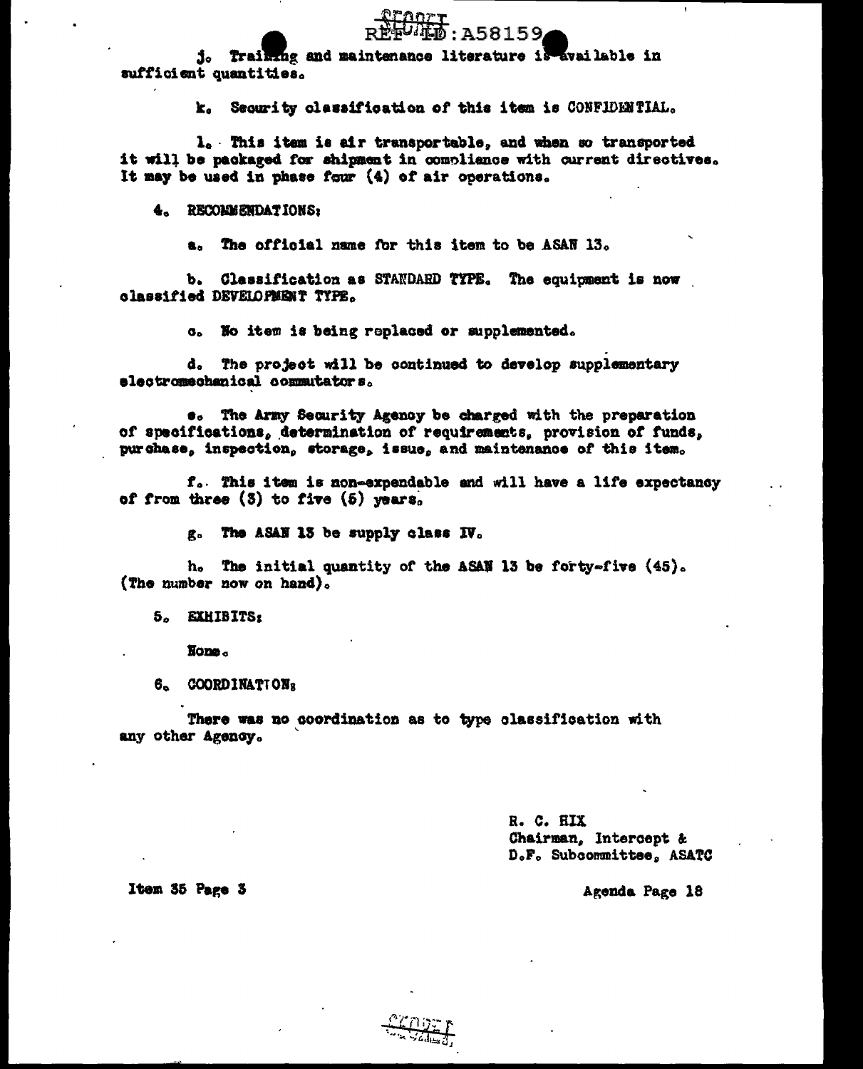j. Training and maintenance literature is available in sufficient quantities.

k. Security classification of this item is CONFIDENTIAL.

l. This item is air transportable, and when so transported it will be packaged for shipment in compliance with current directives. It may be used in phase four (4) of air operations.

4. RECOMMENDATIONS:

a. The official name for this item to be ASAN 13.

b. Classification as STANDARD TYPE. The equipment is now classified DEVELOPMENT TYPE.

c. No item is being replaced or supplemented.

d. The project will be continued to develop supplementary electromechanical commutators.

e. The Army Security Agency be charged with the preparation of specifications, determination of requirements, provision of funds, purchase, inspection, storage, issue, and maintenance of this item.

f. This item is non-expendable and will have a life expectancy of from three (3) to five (5) years.

g. The ASAN 13 be supply class IV.

h. The initial quantity of the ASAN 13 be forty-five (45). (The number now on hand).

5. EXHIBITS:

None.

6. COORDINATION:

There was no coordination as to type classification with any other Agency.

R. C. HIX
Chairman, Intercept & D.F. Subcommittee, ASATC

Item 35 Page 3

Agenda Page 18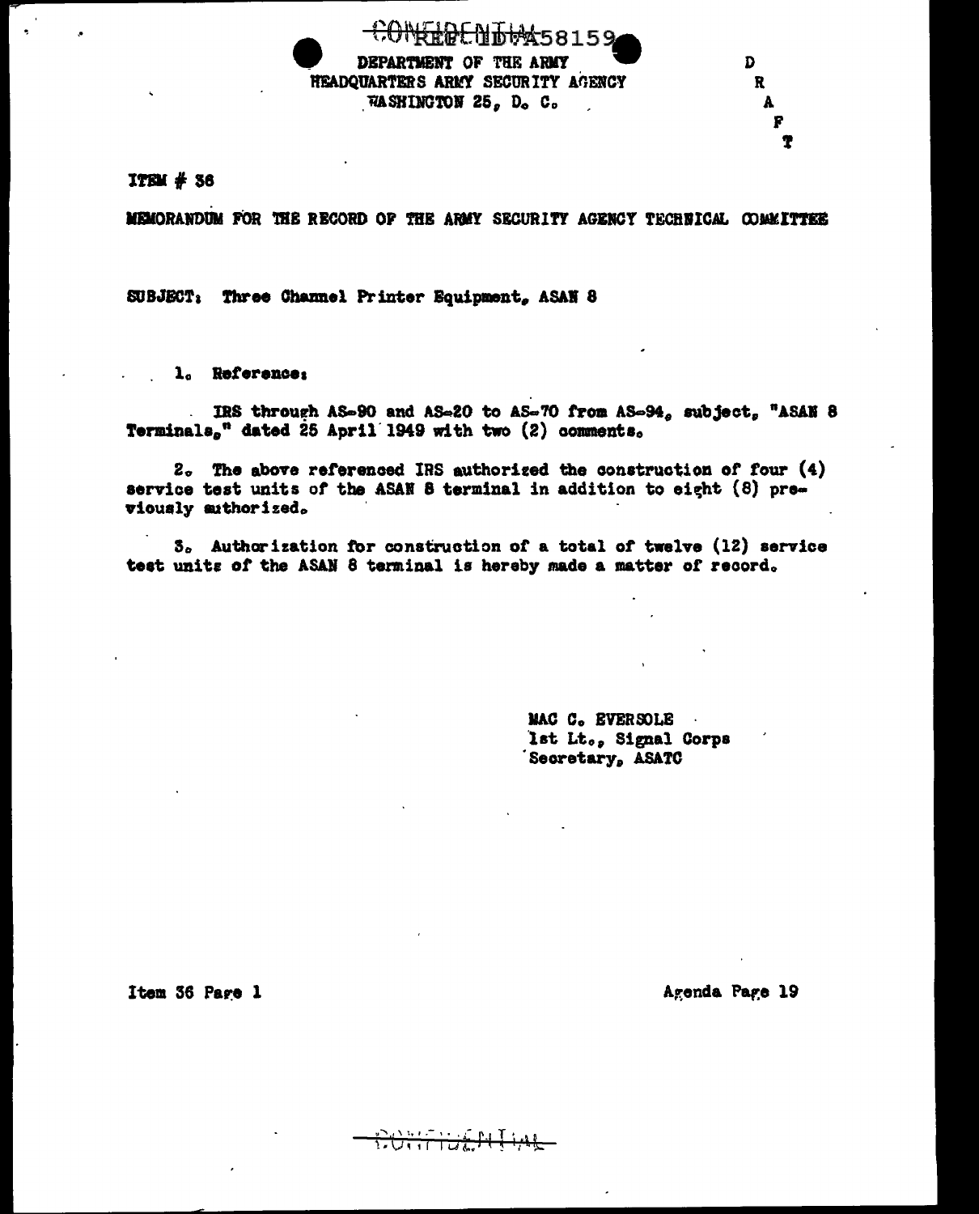CONFIDENTIAL REF ID:A58159

DEPARTMENT OF THE ARMY
HEADQUARTERS ARMY SECURITY AGENCY
WASHINGTON 25, D. C.

D
R
A
F
T

ITEM # 36

MEMORANDUM FOR THE RECORD OF THE ARMY SECURITY AGENCY TECHNICAL COMMITTEE

SUBJECT: Three Channel Printer Equipment, ASAN 8

1. Reference:

IRS through AS-90 and AS-20 to AS-70 from AS-94, subject, "ASAN 8 Terminals," dated 25 April 1949 with two (2) comments.

2. The above referenced IRS authorized the construction of four (4) service test units of the ASAN 8 terminal in addition to eight (8) previously authorized.

3. Authorization for construction of a total of twelve (12) service test units of the ASAN 8 terminal is hereby made a matter of record.

MAC C. EVERSOLE
1st Lt., Signal Corps
Secretary, ASATC

Item 36 Page 1

Agenda Page 19

CONFIDENTIAL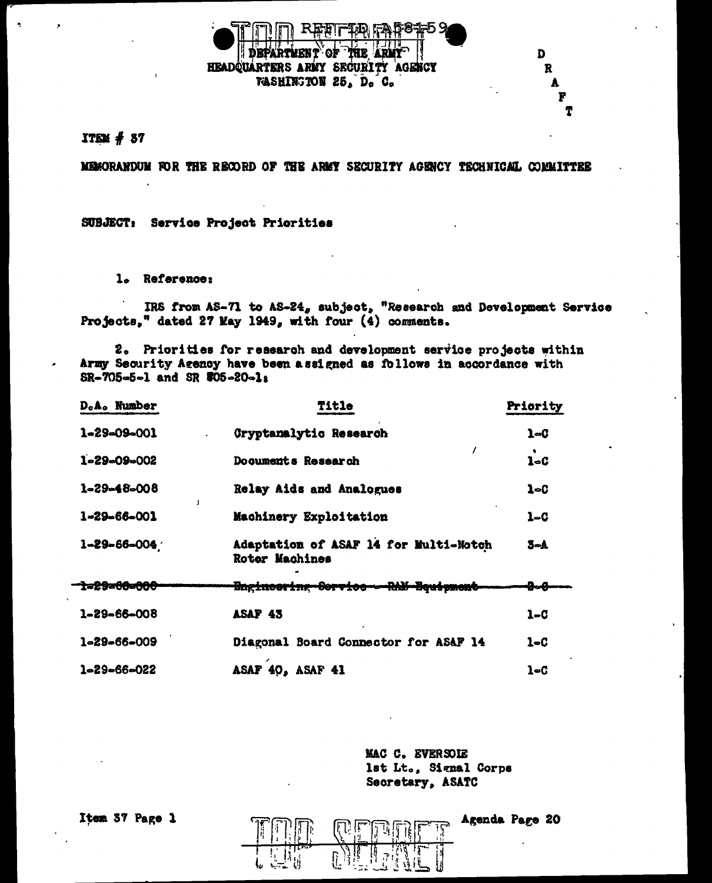REF ID:A58159

DEPARTMENT OF THE ARMY
HEADQUARTERS ARMY SECURITY AGENCY
WASHINGTON 25, D. C.

D
R
A
F
T

ITEM # 37

MEMORANDUM FOR THE RECORD OF THE ARMY SECURITY AGENCY TECHNICAL COMMITTEE

SUBJECT: Service Project Priorities

1. Reference:

IRS from AS-71 to AS-24, subject, "Research and Development Service Projects," dated 27 May 1949, with four (4) comments.

2. Priorities for research and development service projects within Army Security Agency have been assigned as follows in accordance with SR-705-5-1 and SR 805-20-1:

| D.A. Number | Title | Priority |
|---|---|---|
| 1-29-09-001 | Cryptanalytic Research | 1-C |
| 1-29-09-002 | Documents Research | 1-C |
| 1-29-48-008 | Relay Aids and Analogues | 1-C |
| 1-29-66-001 | Machinery Exploitation | 1-C |
| 1-29-66-004 | Adaptation of ASAF 14 for Multi-Notch Rotor Machines | 3-A |
| ~~1-29-66-006~~ | ~~Engineering Service - RAM Equipment~~ | ~~2-C~~ |
| 1-29-66-008 | ASAF 43 | 1-C |
| 1-29-66-009 | Diagonal Board Connector for ASAF 14 | 1-C |
| 1-29-66-022 | ASAF 40, ASAF 41 | 1-C |

MAC C. EVERSOLE
1st Lt., Signal Corps
Secretary, ASATC

Item 37 Page 1

Agenda Page 20

TOP SECRET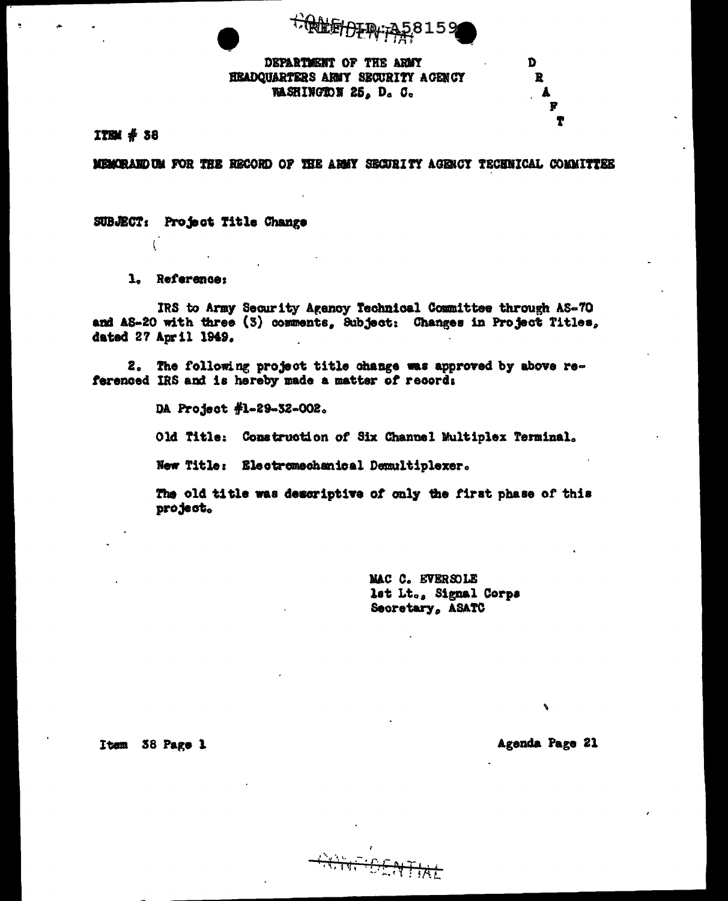REF ID:A58159

CONFIDENTIAL

DEPARTMENT OF THE ARMY
HEADQUARTERS ARMY SECURITY AGENCY
WASHINGTON 25, D. C.

D
R
A
F
T

ITEM # 38

MEMORANDUM FOR THE RECORD OF THE ARMY SECURITY AGENCY TECHNICAL COMMITTEE

SUBJECT: Project Title Change

1. Reference:

IRS to Army Security Agency Technical Committee through AS-70 and AS-20 with three (3) comments, Subject: Changes in Project Titles, dated 27 April 1949.

2. The following project title change was approved by above referenced IRS and is hereby made a matter of record:

DA Project #1-29-32-002.

Old Title: Construction of Six Channel Multiplex Terminal.

New Title: Electromechanical Demultiplexer.

The old title was descriptive of only the first phase of this project.

MAC C. EVERSOLE
1st Lt., Signal Corps
Secretary, ASATC

Item 38 Page 1

Agenda Page 21

CONFIDENTIAL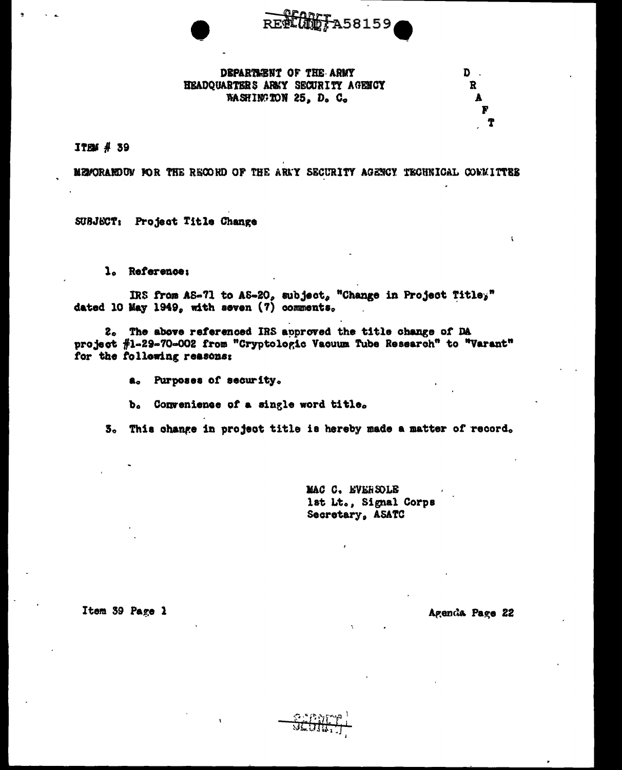REF ID: A58159

DEPARTMENT OF THE ARMY
HEADQUARTERS ARMY SECURITY AGENCY
WASHINGTON 25, D. C.

D R A F T

ITEM # 39

MEMORANDUM FOR THE RECORD OF THE ARMY SECURITY AGENCY TECHNICAL COMMITTEE

SUBJECT: Project Title Change

1. Reference:

IRS from AS-71 to AS-20, subject, "Change in Project Title," dated 10 May 1949, with seven (7) comments.

2. The above referenced IRS approved the title change of DA project #1-29-70-002 from "Cryptologic Vacuum Tube Research" to "Varant" for the following reasons:

a. Purposes of security.

b. Convenience of a single word title.

3. This change in project title is hereby made a matter of record.

MAC C. EVERSOLE
1st Lt., Signal Corps
Secretary, ASATC

Item 39 Page 1

Agenda Page 22

SECRET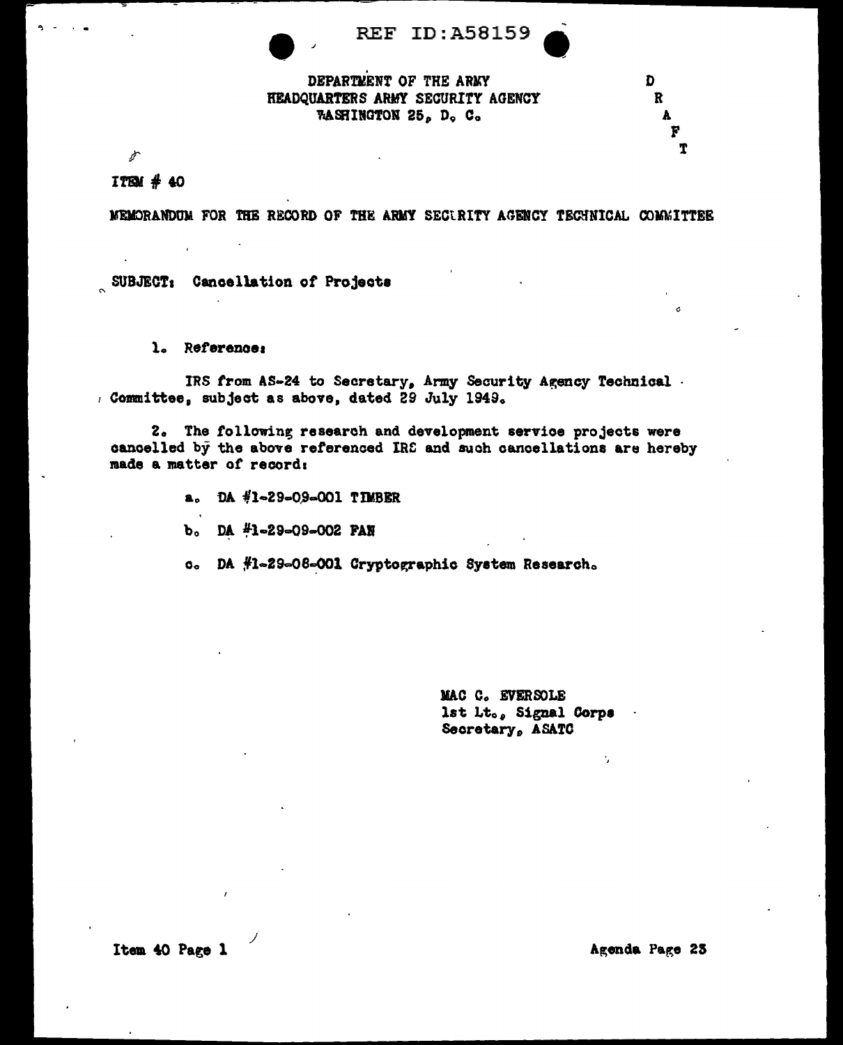DEPARTMENT OF THE ARMY
HEADQUARTERS ARMY SECURITY AGENCY
WASHINGTON 25, D. C.

D R A F T

ITEM # 40

MEMORANDUM FOR THE RECORD OF THE ARMY SECURITY AGENCY TECHNICAL COMMITTEE

SUBJECT: Cancellation of Projects

1. Reference:

IRS from AS-24 to Secretary, Army Security Agency Technical Committee, subject as above, dated 29 July 1949.

2. The following research and development service projects were cancelled by the above referenced IRS and such cancellations are hereby made a matter of record:

a. DA #1-29-09-001 TIMBER

b. DA #1-29-09-002 FAN

c. DA #1-29-08-001 Cryptographic System Research.

MAC C. EVERSOLE
1st Lt., Signal Corps
Secretary, ASATC

Item 40 Page 1

Agenda Page 23